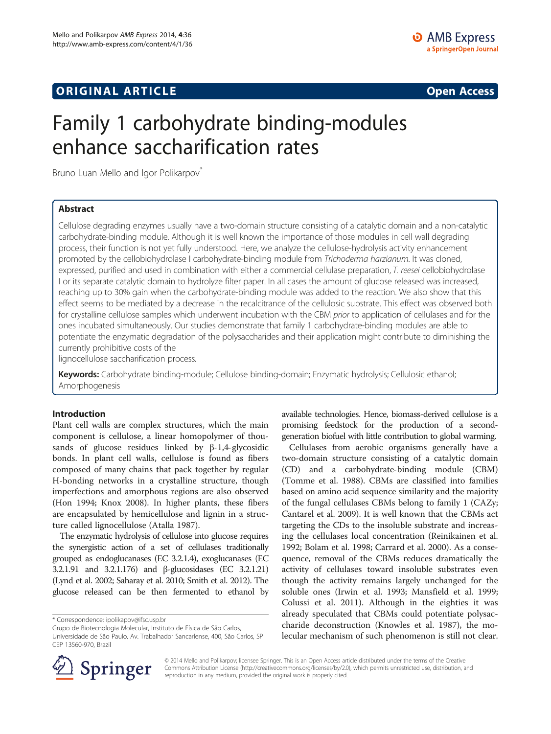ORIGINAL ARTICLE

Open Access

# Family 1 carbohydrate binding-modules enhance saccharification rates

Bruno Luan Mello and Igor Polikarpov*

## Abstract

Cellulose degrading enzymes usually have a two-domain structure consisting of a catalytic domain and a non-catalytic carbohydrate-binding module. Although it is well known the importance of those modules in cell wall degrading process, their function is not yet fully understood. Here, we analyze the cellulose-hydrolysis activity enhancement promoted by the cellobiohydrolase I carbohydrate-binding module from *Trichoderma harzianum*. It was cloned, expressed, purified and used in combination with either a commercial cellulase preparation, *T. reesei* cellobiohydrolase I or its separate catalytic domain to hydrolyze filter paper. In all cases the amount of glucose released was increased, reaching up to 30% gain when the carbohydrate-binding module was added to the reaction. We also show that this effect seems to be mediated by a decrease in the recalcitrance of the cellulosic substrate. This effect was observed both for crystalline cellulose samples which underwent incubation with the CBM *prior* to application of cellulases and for the ones incubated simultaneously. Our studies demonstrate that family 1 carbohydrate-binding modules are able to potentiate the enzymatic degradation of the polysaccharides and their application might contribute to diminishing the currently prohibitive costs of the lignocellulose saccharification process.

**Keywords:** Carbohydrate binding-module; Cellulose binding-domain; Enzymatic hydrolysis; Cellulosic ethanol; Amorphogenesis

## Introduction

Plant cell walls are complex structures, which the main component is cellulose, a linear homopolymer of thousands of glucose residues linked by β-1,4-glycosidic bonds. In plant cell walls, cellulose is found as fibers composed of many chains that pack together by regular H-bonding networks in a crystalline structure, though imperfections and amorphous regions are also observed (Hon 1994; Knox 2008). In higher plants, these fibers are encapsulated by hemicellulose and lignin in a structure called lignocellulose (Atalla 1987).

The enzymatic hydrolysis of cellulose into glucose requires the synergistic action of a set of cellulases traditionally grouped as endoglucanases (EC 3.2.1.4), exoglucanases (EC 3.2.1.91 and 3.2.1.176) and β-glucosidases (EC 3.2.1.21) (Lynd et al. 2002; Saharay et al. 2010; Smith et al. 2012). The glucose released can be then fermented to ethanol by available technologies. Hence, biomass-derived cellulose is a promising feedstock for the production of a second-generation biofuel with little contribution to global warming.

Cellulases from aerobic organisms generally have a two-domain structure consisting of a catalytic domain (CD) and a carbohydrate-binding module (CBM) (Tomme et al. 1988). CBMs are classified into families based on amino acid sequence similarity and the majority of the fungal cellulases CBMs belong to family 1 (CAZy; Cantarel et al. 2009). It is well known that the CBMs act targeting the CDs to the insoluble substrate and increasing the cellulases local concentration (Reinikainen et al. 1992; Bolam et al. 1998; Carrard et al. 2000). As a consequence, removal of the CBMs reduces dramatically the activity of cellulases toward insoluble substrates even though the activity remains largely unchanged for the soluble ones (Irwin et al. 1993; Mansfield et al. 1999; Colussi et al. 2011). Although in the eighties it was already speculated that CBMs could potentiate polysaccharide deconstruction (Knowles et al. 1987), the molecular mechanism of such phenomenon is still not clear.

* Correspondence: ipolikapov@ifsc.usp.br
Grupo de Biotecnologia Molecular, Instituto de Física de São Carlos, Universidade de São Paulo. Av. Trabalhador Sancarlense, 400, São Carlos, SP CEP 13560-970, Brazil

© 2014 Mello and Polikarpov; licensee Springer. This is an Open Access article distributed under the terms of the Creative Commons Attribution License (http://creativecommons.org/licenses/by/2.0), which permits unrestricted use, distribution, and reproduction in any medium, provided the original work is properly cited.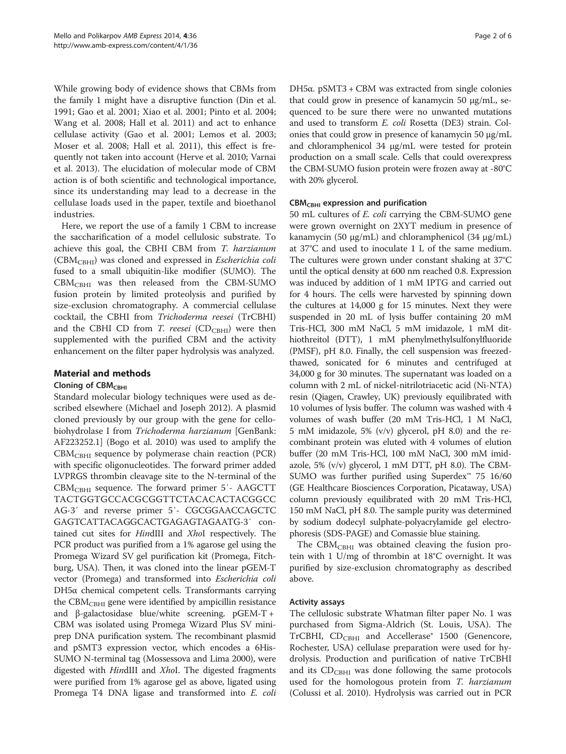While growing body of evidence shows that CBMs from the family 1 might have a disruptive function (Din et al. 1991; Gao et al. 2001; Xiao et al. 2001; Pinto et al. 2004; Wang et al. 2008; Hall et al. 2011) and act to enhance cellulase activity (Gao et al. 2001; Lemos et al. 2003; Moser et al. 2008; Hall et al. 2011), this effect is frequently not taken into account (Herve et al. 2010; Varnai et al. 2013). The elucidation of molecular mode of CBM action is of both scientific and technological importance, since its understanding may lead to a decrease in the cellulase loads used in the paper, textile and bioethanol industries.

Here, we report the use of a family 1 CBM to increase the saccharification of a model cellulosic substrate. To achieve this goal, the CBHI CBM from *T. harzianum* ($CBM_{CBHI}$) was cloned and expressed in *Escherichia coli* fused to a small ubiquitin-like modifier (SUMO). The $CBM_{CBHI}$ was then released from the CBM-SUMO fusion protein by limited proteolysis and purified by size-exclusion chromatography. A commercial cellulase cocktail, the CBHI from *Trichoderma reesei* (TrCBHI) and the CBHI CD from *T. reesei* ($CD_{CBHI}$) were then supplemented with the purified CBM and the activity enhancement on the filter paper hydrolysis was analyzed.

## Material and methods

### Cloning of $CBM_{CBHI}$

Standard molecular biology techniques were used as described elsewhere (Michael and Joseph 2012). A plasmid cloned previously by our group with the gene for cellobiohydrolase I from *Trichoderma harzianum* [GenBank: AF223252.1] (Bogo et al. 2010) was used to amplify the $CBM_{CBHI}$ sequence by polymerase chain reaction (PCR) with specific oligonucleotides. The forward primer added LVPRGS thrombin cleavage site to the N-terminal of the $CBM_{CBHI}$ sequence. The forward primer 5′- AAGCTT TACTGGTGCCACGCGGTTCTACACACTACGGCC AG-3′ and reverse primer 5′- CGCGGAACCAGCTC GAGTCATTACAGGCACTGAGAGTAGAATG-3′ contained cut sites for *Hin*dIII and *Xho*I respectively. The PCR product was purified from a 1% agarose gel using the Promega Wizard SV gel purification kit (Promega, Fitchburg, USA). Then, it was cloned into the linear pGEM-T vector (Promega) and transformed into *Escherichia coli* DH5α chemical competent cells. Transformants carrying the $CBM_{CBHI}$ gene were identified by ampicillin resistance and β-galactosidase blue/white screening. pGEM-T + CBM was isolated using Promega Wizard Plus SV miniprep DNA purification system. The recombinant plasmid and pSMT3 expression vector, which encodes a 6His-SUMO N-terminal tag (Mossessova and Lima 2000), were digested with *Hin*dIII and *Xho*I. The digested fragments were purified from 1% agarose gel as above, ligated using Promega T4 DNA ligase and transformed into *E. coli* DH5α. pSMT3 + CBM was extracted from single colonies that could grow in presence of kanamycin 50 μg/mL, sequenced to be sure there were no unwanted mutations and used to transform *E. coli* Rosetta (DE3) strain. Colonies that could grow in presence of kanamycin 50 μg/mL and chloramphenicol 34 μg/mL were tested for protein production on a small scale. Cells that could overexpress the CBM-SUMO fusion protein were frozen away at -80°C with 20% glycerol.

### $CBM_{CBHI}$ expression and purification

50 mL cultures of *E. coli* carrying the CBM-SUMO gene were grown overnight on 2XYT medium in presence of kanamycin (50 μg/mL) and chloramphenicol (34 μg/mL) at 37°C and used to inoculate 1 L of the same medium. The cultures were grown under constant shaking at 37°C until the optical density at 600 nm reached 0.8. Expression was induced by addition of 1 mM IPTG and carried out for 4 hours. The cells were harvested by spinning down the cultures at 14,000 g for 15 minutes. Next they were suspended in 20 mL of lysis buffer containing 20 mM Tris-HCl, 300 mM NaCl, 5 mM imidazole, 1 mM dithiothreitol (DTT), 1 mM phenylmethylsulfonylfluoride (PMSF), pH 8.0. Finally, the cell suspension was freezed-thawed, sonicated for 6 minutes and centrifuged at 34,000 g for 30 minutes. The supernatant was loaded on a column with 2 mL of nickel-nitrilotriacetic acid (Ni-NTA) resin (Qiagen, Crawley, UK) previously equilibrated with 10 volumes of lysis buffer. The column was washed with 4 volumes of wash buffer (20 mM Tris-HCl, 1 M NaCl, 5 mM imidazole, 5% (v/v) glycerol, pH 8.0) and the recombinant protein was eluted with 4 volumes of elution buffer (20 mM Tris-HCl, 100 mM NaCl, 300 mM imidazole, 5% (v/v) glycerol, 1 mM DTT, pH 8.0). The CBM-SUMO was further purified using Superdex™ 75 16/60 (GE Healthcare Biosciences Corporation, Picataway, USA) column previously equilibrated with 20 mM Tris-HCl, 150 mM NaCl, pH 8.0. The sample purity was determined by sodium dodecyl sulphate-polyacrylamide gel electrophoresis (SDS-PAGE) and Comassie blue staining.

The $CBM_{CBHI}$ was obtained cleaving the fusion protein with 1 U/mg of thrombin at 18°C overnight. It was purified by size-exclusion chromatography as described above.

### Activity assays

The cellulosic substrate Whatman filter paper No. 1 was purchased from Sigma-Aldrich (St. Louis, USA). The TrCBHI, $CD_{CBHI}$ and Accellerase® 1500 (Genencore, Rochester, USA) cellulase preparation were used for hydrolysis. Production and purification of native TrCBHI and its $CD_{CBHI}$ was done following the same protocols used for the homologous protein from *T. harzianum* (Colussi et al. 2010). Hydrolysis was carried out in PCR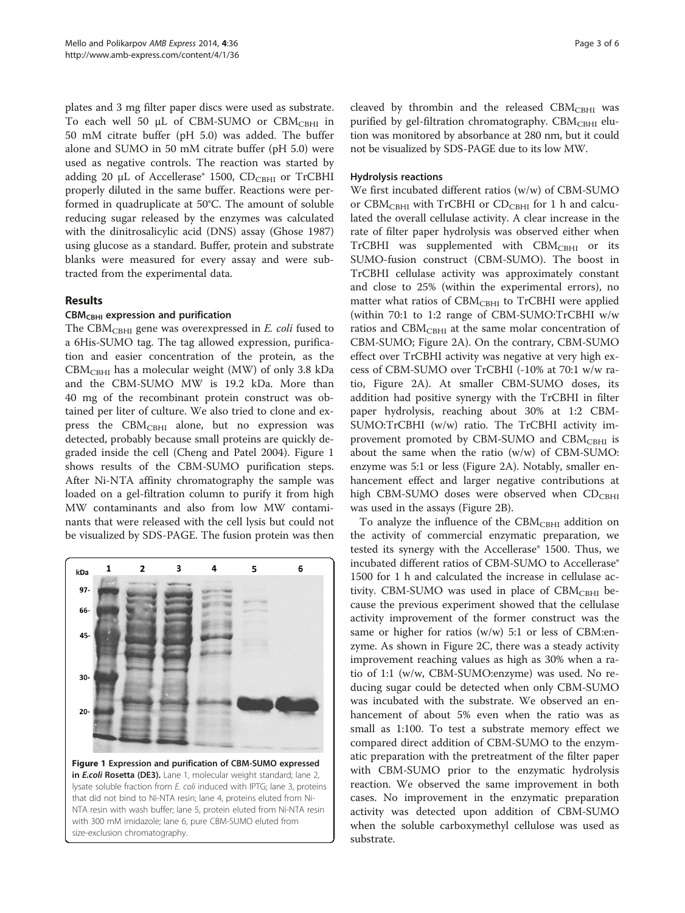plates and 3 mg filter paper discs were used as substrate. To each well 50 μL of CBM-SUMO or $CBM_{CBHI}$ in 50 mM citrate buffer (pH 5.0) was added. The buffer alone and SUMO in 50 mM citrate buffer (pH 5.0) were used as negative controls. The reaction was started by adding 20 μL of Accellerase® 1500, $CD_{CBHI}$ or TrCBHI properly diluted in the same buffer. Reactions were performed in quadruplicate at 50°C. The amount of soluble reducing sugar released by the enzymes was calculated with the dinitrosalicylic acid (DNS) assay (Ghose 1987) using glucose as a standard. Buffer, protein and substrate blanks were measured for every assay and were subtracted from the experimental data.

## Results

### $CBM_{CBHI}$ expression and purification

The $CBM_{CBHI}$ gene was overexpressed in *E. coli* fused to a 6His-SUMO tag. The tag allowed expression, purification and easier concentration of the protein, as the $CBM_{CBHI}$ has a molecular weight (MW) of only 3.8 kDa and the CBM-SUMO MW is 19.2 kDa. More than 40 mg of the recombinant protein construct was obtained per liter of culture. We also tried to clone and express the $CBM_{CBHI}$ alone, but no expression was detected, probably because small proteins are quickly degraded inside the cell (Cheng and Patel 2004). Figure 1 shows results of the CBM-SUMO purification steps. After Ni-NTA affinity chromatography the sample was loaded on a gel-filtration column to purify it from high MW contaminants and also from low MW contaminants that were released with the cell lysis but could not be visualized by SDS-PAGE. The fusion protein was then cleaved by thrombin and the released $CBM_{CBHI}$ was purified by gel-filtration chromatography. $CBM_{CBHI}$ elution was monitored by absorbance at 280 nm, but it could not be visualized by SDS-PAGE due to its low MW.

**Figure 1 Expression and purification of CBM-SUMO expressed in *E.coli* Rosetta (DE3).** Lane 1, molecular weight standard; lane 2, lysate soluble fraction from *E. coli* induced with IPTG; lane 3, proteins that did not bind to Ni-NTA resin; lane 4, proteins eluted from Ni-NTA resin with wash buffer; lane 5, protein eluted from Ni-NTA resin with 300 mM imidazole; lane 6, pure CBM-SUMO eluted from size-exclusion chromatography.

### Hydrolysis reactions

We first incubated different ratios (w/w) of CBM-SUMO or $CBM_{CBHI}$ with TrCBHI or $CD_{CBHI}$ for 1 h and calculated the overall cellulase activity. A clear increase in the rate of filter paper hydrolysis was observed either when TrCBHI was supplemented with $CBM_{CBHI}$ or its SUMO-fusion construct (CBM-SUMO). The boost in TrCBHI cellulase activity was approximately constant and close to 25% (within the experimental errors), no matter what ratios of $CBM_{CBHI}$ to TrCBHI were applied (within 70:1 to 1:2 range of CBM-SUMO:TrCBHI w/w ratios and $CBM_{CBHI}$ at the same molar concentration of CBM-SUMO; Figure 2A). On the contrary, CBM-SUMO effect over TrCBHI activity was negative at very high excess of CBM-SUMO over TrCBHI (-10% at 70:1 w/w ratio, Figure 2A). At smaller CBM-SUMO doses, its addition had positive synergy with the TrCBHI in filter paper hydrolysis, reaching about 30% at 1:2 CBM-SUMO:TrCBHI (w/w) ratio. The TrCBHI activity improvement promoted by CBM-SUMO and $CBM_{CBHI}$ is about the same when the ratio (w/w) of CBM-SUMO: enzyme was 5:1 or less (Figure 2A). Notably, smaller enhancement effect and larger negative contributions at high CBM-SUMO doses were observed when $CD_{CBHI}$ was used in the assays (Figure 2B).

To analyze the influence of the $CBM_{CBHI}$ addition on the activity of commercial enzymatic preparation, we tested its synergy with the Accellerase® 1500. Thus, we incubated different ratios of CBM-SUMO to Accellerase® 1500 for 1 h and calculated the increase in cellulase activity. CBM-SUMO was used in place of $CBM_{CBHI}$ because the previous experiment showed that the cellulase activity improvement of the former construct was the same or higher for ratios (w/w) 5:1 or less of CBM:enzyme. As shown in Figure 2C, there was a steady activity improvement reaching values as high as 30% when a ratio of 1:1 (w/w, CBM-SUMO:enzyme) was used. No reducing sugar could be detected when only CBM-SUMO was incubated with the substrate. We observed an enhancement of about 5% even when the ratio was as small as 1:100. To test a substrate memory effect we compared direct addition of CBM-SUMO to the enzymatic preparation with the pretreatment of the filter paper with CBM-SUMO prior to the enzymatic hydrolysis reaction. We observed the same improvement in both cases. No improvement in the enzymatic preparation activity was detected upon addition of CBM-SUMO when the soluble carboxymethyl cellulose was used as substrate.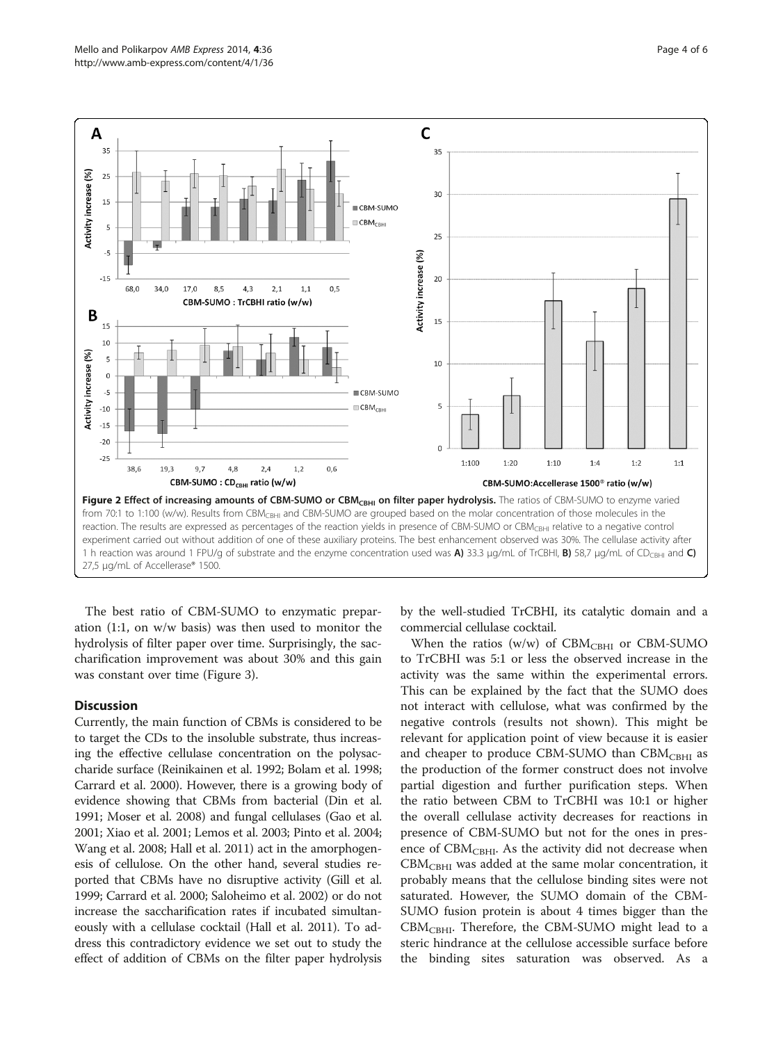**Figure 2 Effect of increasing amounts of CBM-SUMO or $CBM_{CBHI}$ on filter paper hydrolysis.** The ratios of CBM-SUMO to enzyme varied from 70:1 to 1:100 (w/w). Results from $CBM_{CBHI}$ and CBM-SUMO are grouped based on the molar concentration of those molecules in the reaction. The results are expressed as percentages of the reaction yields in presence of CBM-SUMO or $CBM_{CBHI}$ relative to a negative control experiment carried out without addition of one of these auxiliary proteins. The best enhancement observed was 30%. The cellulase activity after 1 h reaction was around 1 FPU/g of substrate and the enzyme concentration used was **A)** 33.3 μg/mL of TrCBHI, **B)** 58,7 μg/mL of $CD_{CBHI}$ and **C)** 27,5 μg/mL of Accellerase® 1500.

The best ratio of CBM-SUMO to enzymatic preparation (1:1, on w/w basis) was then used to monitor the hydrolysis of filter paper over time. Surprisingly, the saccharification improvement was about 30% and this gain was constant over time (Figure 3).

## Discussion

Currently, the main function of CBMs is considered to be to target the CDs to the insoluble substrate, thus increasing the effective cellulase concentration on the polysaccharide surface (Reinikainen et al. 1992; Bolam et al. 1998; Carrard et al. 2000). However, there is a growing body of evidence showing that CBMs from bacterial (Din et al. 1991; Moser et al. 2008) and fungal cellulases (Gao et al. 2001; Xiao et al. 2001; Lemos et al. 2003; Pinto et al. 2004; Wang et al. 2008; Hall et al. 2011) act in the amorphogenesis of cellulose. On the other hand, several studies reported that CBMs have no disruptive activity (Gill et al. 1999; Carrard et al. 2000; Saloheimo et al. 2002) or do not increase the saccharification rates if incubated simultaneously with a cellulase cocktail (Hall et al. 2011). To address this contradictory evidence we set out to study the effect of addition of CBMs on the filter paper hydrolysis by the well-studied TrCBHI, its catalytic domain and a commercial cellulase cocktail.

When the ratios (w/w) of $CBM_{CBHI}$ or CBM-SUMO to TrCBHI was 5:1 or less the observed increase in the activity was the same within the experimental errors. This can be explained by the fact that the SUMO does not interact with cellulose, what was confirmed by the negative controls (results not shown). This might be relevant for application point of view because it is easier and cheaper to produce CBM-SUMO than $CBM_{CBHI}$ as the production of the former construct does not involve partial digestion and further purification steps. When the ratio between CBM to TrCBHI was 10:1 or higher the overall cellulase activity decreases for reactions in presence of CBM-SUMO but not for the ones in presence of $CBM_{CBHI}$. As the activity did not decrease when $CBM_{CBHI}$ was added at the same molar concentration, it probably means that the cellulose binding sites were not saturated. However, the SUMO domain of the CBM-SUMO fusion protein is about 4 times bigger than the $CBM_{CBHI}$. Therefore, the CBM-SUMO might lead to a steric hindrance at the cellulose accessible surface before the binding sites saturation was observed. As a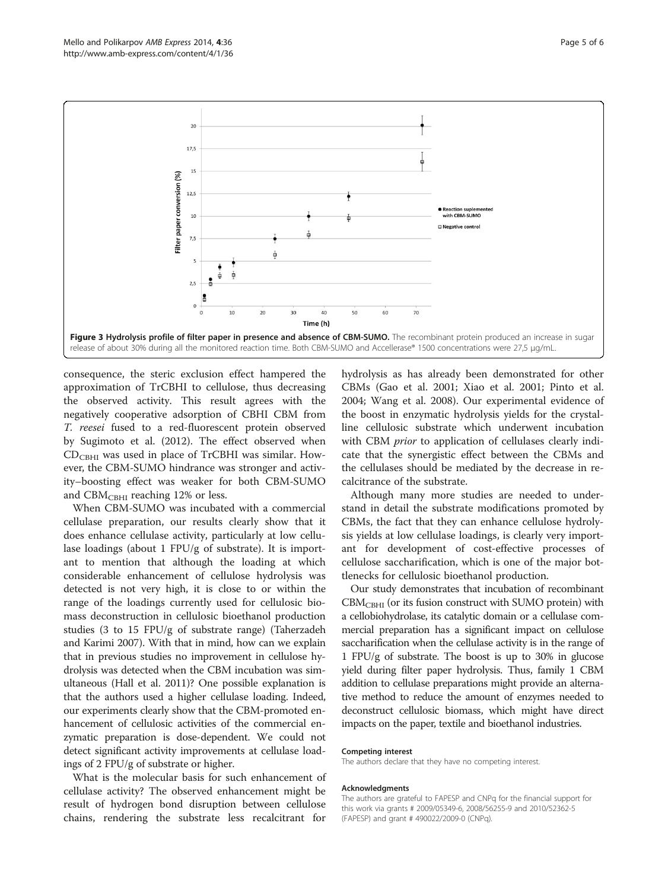**Figure 3 Hydrolysis profile of filter paper in presence and absence of CBM-SUMO.** The recombinant protein produced an increase in sugar release of about 30% during all the monitored reaction time. Both CBM-SUMO and Accellerase® 1500 concentrations were 27,5 μg/mL.

consequence, the steric exclusion effect hampered the approximation of TrCBHI to cellulose, thus decreasing the observed activity. This result agrees with the negatively cooperative adsorption of CBHI CBM from *T. reesei* fused to a red-fluorescent protein observed by Sugimoto et al. (2012). The effect observed when $CD_{CBHI}$ was used in place of TrCBHI was similar. However, the CBM-SUMO hindrance was stronger and activity–boosting effect was weaker for both CBM-SUMO and $CBM_{CBHI}$ reaching 12% or less.

When CBM-SUMO was incubated with a commercial cellulase preparation, our results clearly show that it does enhance cellulase activity, particularly at low cellulase loadings (about 1 FPU/g of substrate). It is important to mention that although the loading at which considerable enhancement of cellulose hydrolysis was detected is not very high, it is close to or within the range of the loadings currently used for cellulosic biomass deconstruction in cellulosic bioethanol production studies (3 to 15 FPU/g of substrate range) (Taherzadeh and Karimi 2007). With that in mind, how can we explain that in previous studies no improvement in cellulose hydrolysis was detected when the CBM incubation was simultaneous (Hall et al. 2011)? One possible explanation is that the authors used a higher cellulase loading. Indeed, our experiments clearly show that the CBM-promoted enhancement of cellulosic activities of the commercial enzymatic preparation is dose-dependent. We could not detect significant activity improvements at cellulase loadings of 2 FPU/g of substrate or higher.

What is the molecular basis for such enhancement of cellulase activity? The observed enhancement might be result of hydrogen bond disruption between cellulose chains, rendering the substrate less recalcitrant for hydrolysis as has already been demonstrated for other CBMs (Gao et al. 2001; Xiao et al. 2001; Pinto et al. 2004; Wang et al. 2008). Our experimental evidence of the boost in enzymatic hydrolysis yields for the crystalline cellulosic substrate which underwent incubation with CBM *prior* to application of cellulases clearly indicate that the synergistic effect between the CBMs and the cellulases should be mediated by the decrease in recalcitrance of the substrate.

Although many more studies are needed to understand in detail the substrate modifications promoted by CBMs, the fact that they can enhance cellulose hydrolysis yields at low cellulase loadings, is clearly very important for development of cost-effective processes of cellulose saccharification, which is one of the major bottlenecks for cellulosic bioethanol production.

Our study demonstrates that incubation of recombinant $CBM_{CBHI}$ (or its fusion construct with SUMO protein) with a cellobiohydrolase, its catalytic domain or a cellulase commercial preparation has a significant impact on cellulose saccharification when the cellulase activity is in the range of 1 FPU/g of substrate. The boost is up to 30% in glucose yield during filter paper hydrolysis. Thus, family 1 CBM addition to cellulase preparations might provide an alternative method to reduce the amount of enzymes needed to deconstruct cellulosic biomass, which might have direct impacts on the paper, textile and bioethanol industries.

#### Competing interest

The authors declare that they have no competing interest.

#### Acknowledgments

The authors are grateful to FAPESP and CNPq for the financial support for this work via grants # 2009/05349-6, 2008/56255-9 and 2010/52362-5 (FAPESP) and grant # 490022/2009-0 (CNPq).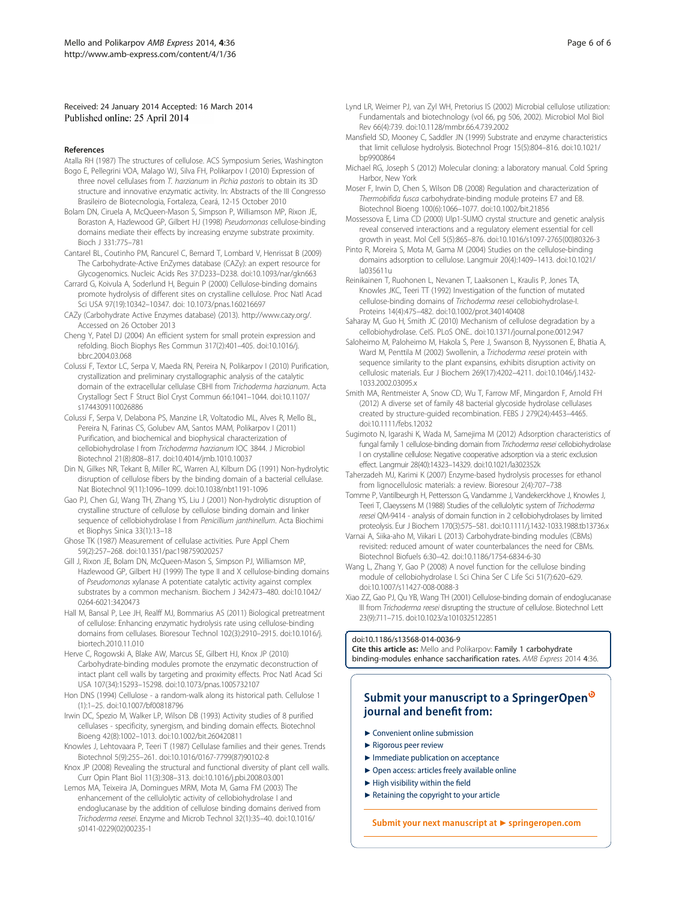Received: 24 January 2014 Accepted: 16 March 2014
Published online: 25 April 2014

## References

Atalla RH (1987) The structures of cellulose. ACS Symposium Series, Washington

Bogo E, Pellegrini VOA, Malago WJ, Silva FH, Polikarpov I (2010) Expression of three novel cellulases from *T. harzianum* in *Pichia pastoris* to obtain its 3D structure and innovative enzymatic activity. In: Abstracts of the III Congresso Brasileiro de Biotecnologia, Fortaleza, Ceará, 12-15 October 2010

Bolam DN, Ciruela A, McQueen-Mason S, Simpson P, Williamson MP, Rixon JE, Boraston A, Hazlewood GP, Gilbert HJ (1998) *Pseudomonas* cellulose-binding domains mediate their effects by increasing enzyme substrate proximity. Bioch J 331:775–781

Cantarel BL, Coutinho PM, Rancurel C, Bernard T, Lombard V, Henrissat B (2009) The Carbohydrate-Active EnZymes database (CAZy): an expert resource for Glycogenomics. Nucleic Acids Res 37:D233–D238. doi:10.1093/nar/gkn663

Carrard G, Koivula A, Soderlund H, Beguin P (2000) Cellulose-binding domains promote hydrolysis of different sites on crystalline cellulose. Proc Natl Acad Sci USA 97(19):10342–10347. doi: 10.1073/pnas.160216697

CAZy (Carbohydrate Active Enzymes database) (2013). http://www.cazy.org/. Accessed on 26 October 2013

Cheng Y, Patel DJ (2004) An efficient system for small protein expression and refolding. Bioch Biophys Res Commun 317(2):401–405. doi:10.1016/j.bbrc.2004.03.068

Colussi F, Textor LC, Serpa V, Maeda RN, Pereira N, Polikarpov I (2010) Purification, crystallization and preliminary crystallographic analysis of the catalytic domain of the extracellular cellulase CBHI from *Trichoderma harzianum*. Acta Crystallogr Sect F Struct Biol Cryst Commun 66:1041–1044. doi:10.1107/s1744309110026886

Colussi F, Serpa V, Delabona PS, Manzine LR, Voltatodio ML, Alves R, Mello BL, Pereira N, Farinas CS, Golubev AM, Santos MAM, Polikarpov I (2011) Purification, and biochemical and biophysical characterization of cellobiohydrolase I from *Trichoderma harzianum* IOC 3844. J Microbiol Biotechnol 21(8):808–817. doi:10.4014/jmb.1010.10037

Din N, Gilkes NR, Tekant B, Miller RC, Warren AJ, Kilburn DG (1991) Non-hydrolytic disruption of cellulose fibers by the binding domain of a bacterial cellulase. Nat Biotechnol 9(11):1096–1099. doi:10.1038/nbt1191-1096

Gao PJ, Chen GJ, Wang TH, Zhang YS, Liu J (2001) Non-hydrolytic disruption of crystalline structure of cellulose by cellulose binding domain and linker sequence of cellobiohydrolase I from *Penicillium janthinellum*. Acta Biochimi et Biophys Sinica 33(1):13–18

Ghose TK (1987) Measurement of cellulase activities. Pure Appl Chem 59(2):257–268. doi:10.1351/pac198759020257

Gill J, Rixon JE, Bolam DN, McQueen-Mason S, Simpson PJ, Williamson MP, Hazlewood GP, Gilbert HJ (1999) The type II and X cellulose-binding domains of *Pseudomonas* xylanase A potentiate catalytic activity against complex substrates by a common mechanism. Biochem J 342:473–480. doi:10.1042/0264-6021:3420473

Hall M, Bansal P, Lee JH, Realff MJ, Bommarius AS (2011) Biological pretreatment of cellulose: Enhancing enzymatic hydrolysis rate using cellulose-binding domains from cellulases. Bioresour Technol 102(3):2910–2915. doi:10.1016/j.biortech.2010.11.010

Herve C, Rogowski A, Blake AW, Marcus SE, Gilbert HJ, Knox JP (2010) Carbohydrate-binding modules promote the enzymatic deconstruction of intact plant cell walls by targeting and proximity effects. Proc Natl Acad Sci USA 107(34):15293–15298. doi:10.1073/pnas.1005732107

Hon DNS (1994) Cellulose - a random-walk along its historical path. Cellulose 1 (1):1–25. doi:10.1007/bf00818796

Irwin DC, Spezio M, Walker LP, Wilson DB (1993) Activity studies of 8 purified cellulases - specificity, synergism, and binding domain effects. Biotechnol Bioeng 42(8):1002–1013. doi:10.1002/bit.260420811

Knowles J, Lehtovaara P, Teeri T (1987) Cellulase families and their genes. Trends Biotechnol 5(9):255–261. doi:10.1016/0167-7799(87)90102-8

Knox JP (2008) Revealing the structural and functional diversity of plant cell walls. Curr Opin Plant Biol 11(3):308–313. doi:10.1016/j.pbi.2008.03.001

Lemos MA, Teixeira JA, Domingues MRM, Mota M, Gama FM (2003) The enhancement of the cellulolytic activity of cellobiohydrolase I and endoglucanase by the addition of cellulose binding domains derived from *Trichoderma reesei*. Enzyme and Microb Technol 32(1):35–40. doi:10.1016/s0141-0229(02)00235-1

Lynd LR, Weimer PJ, van Zyl WH, Pretorius IS (2002) Microbial cellulose utilization: Fundamentals and biotechnology (vol 66, pg 506, 2002). Microbiol Mol Biol Rev 66(4):739. doi:10.1128/mmbr.66.4.739.2002

Mansfield SD, Mooney C, Saddler JN (1999) Substrate and enzyme characteristics that limit cellulose hydrolysis. Biotechnol Progr 15(5):804–816. doi:10.1021/bp9900864

Michael RG, Joseph S (2012) Molecular cloning: a laboratory manual. Cold Spring Harbor, New York

Moser F, Irwin D, Chen S, Wilson DB (2008) Regulation and characterization of *Thermobifida fusca* carbohydrate-binding module proteins E7 and E8. Biotechnol Bioeng 100(6):1066–1077. doi:10.1002/bit.21856

Mossessova E, Lima CD (2000) Ulp1-SUMO crystal structure and genetic analysis reveal conserved interactions and a regulatory element essential for cell growth in yeast. Mol Cell 5(5):865–876. doi:10.1016/s1097-2765(00)80326-3

Pinto R, Moreira S, Mota M, Gama M (2004) Studies on the cellulose-binding domains adsorption to cellulose. Langmuir 20(4):1409–1413. doi:10.1021/la035611u

Reinikainen T, Ruohonen L, Nevanen T, Laaksonen L, Kraulis P, Jones TA, Knowles JKC, Teeri TT (1992) Investigation of the function of mutated cellulose-binding domains of *Trichoderma reesei* cellobiohydrolase-I. Proteins 14(4):475–482. doi:10.1002/prot.340140408

Saharay M, Guo H, Smith JC (2010) Mechanism of cellulose degradation by a cellobiohydrolase. CelS. PLoS ONE.. doi:10.1371/journal.pone.0012947

Saloheimo M, Paloheimo M, Hakola S, Pere J, Swanson B, Nyyssonen E, Bhatia A, Ward M, Penttila M (2002) Swollenin, a *Trichoderma reesei* protein with sequence similarity to the plant expansins, exhibits disruption activity on cellulosic materials. Eur J Biochem 269(17):4202–4211. doi:10.1046/j.1432-1033.2002.03095.x

Smith MA, Rentmeister A, Snow CD, Wu T, Farrow MF, Mingardon F, Arnold FH (2012) A diverse set of family 48 bacterial glycoside hydrolase cellulases created by structure-guided recombination. FEBS J 279(24):4453–4465. doi:10.1111/febs.12032

Sugimoto N, Igarashi K, Wada M, Samejima M (2012) Adsorption characteristics of fungal family 1 cellulose-binding domain from *Trichoderma reesei* cellobiohydrolase I on crystalline cellulose: Negative cooperative adsorption via a steric exclusion effect. Langmuir 28(40):14323–14329. doi:10.1021/la302352k

Taherzadeh MJ, Karimi K (2007) Enzyme-based hydrolysis processes for ethanol from lignocellulosic materials: a review. Bioresour 2(4):707–738

Tomme P, Vantilbeurgh H, Pettersson G, Vandamme J, Vandekerckhove J, Knowles J, Teeri T, Claeyssens M (1988) Studies of the cellulolytic system of *Trichoderma reesei* QM-9414 - analysis of domain function in 2 cellobiohydrolases by limited proteolysis. Eur J Biochem 170(3):575–581. doi:10.1111/j.1432-1033.1988.tb13736.x

Varnai A, Siika-aho M, Viikari L (2013) Carbohydrate-binding modules (CBMs) revisited: reduced amount of water counterbalances the need for CBMs. Biotechnol Biofuels 6:30–42. doi:10.1186/1754-6834-6-30

Wang L, Zhang Y, Gao P (2008) A novel function for the cellulose binding module of cellobiohydrolase I. Sci China Ser C Life Sci 51(7):620–629. doi:10.1007/s11427-008-0088-3

Xiao ZZ, Gao PJ, Qu YB, Wang TH (2001) Cellulose-binding domain of endoglucanase III from *Trichoderma reesei* disrupting the structure of cellulose. Biotechnol Lett 23(9):711–715. doi:10.1023/a:1010325122851

doi:10.1186/s13568-014-0036-9
**Cite this article as:** Mello and Polikarpov: Family 1 carbohydrate binding-modules enhance saccharification rates. *AMB Express* 2014 **4**:36.

**Submit your manuscript to a SpringerOpen journal and benefit from:**

- ► Convenient online submission
- ► Rigorous peer review
- ► Immediate publication on acceptance
- ► Open access: articles freely available online
- ► High visibility within the field
- ► Retaining the copyright to your article

**Submit your next manuscript at ► springeropen.com**